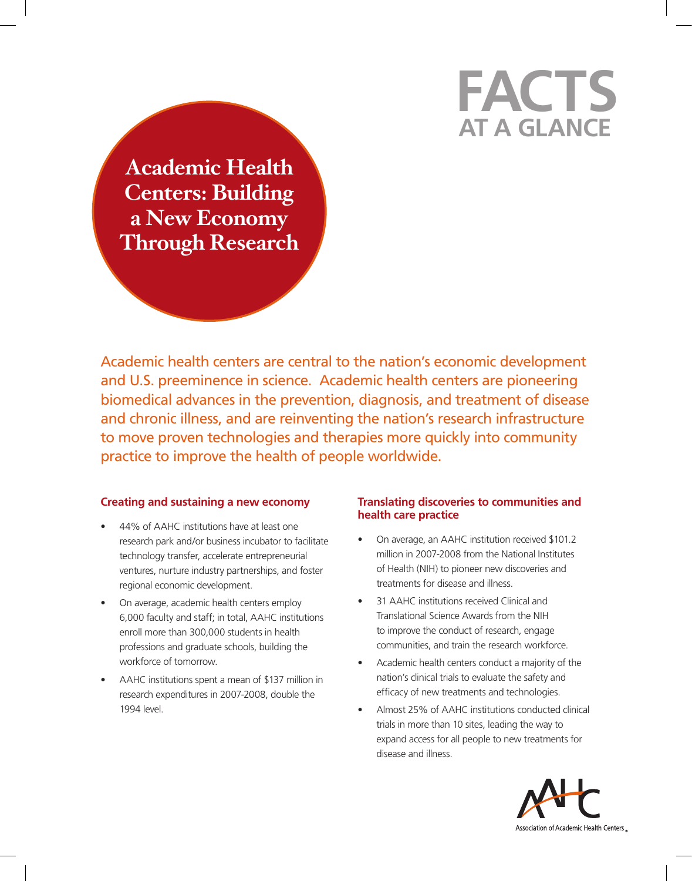# FACTS AT A GLANCE

## Academic Health Centers: Building a New Economy Through Research

Academic health centers are central to the nation's economic development and U.S. preeminence in science. Academic health centers are pioneering biomedical advances in the prevention, diagnosis, and treatment of disease and chronic illness, and are reinventing the nation's research infrastructure to move proven technologies and therapies more quickly into community practice to improve the health of people worldwide.

### Creating and sustaining a new economy

- 44% of AAHC institutions have at least one research park and/or business incubator to facilitate technology transfer, accelerate entrepreneurial ventures, nurture industry partnerships, and foster regional economic development.
- On average, academic health centers employ 6,000 faculty and staff; in total, AAHC institutions enroll more than 300,000 students in health professions and graduate schools, building the workforce of tomorrow.
- AAHC institutions spent a mean of $137 million in research expenditures in 2007-2008, double the 1994 level.

### Translating discoveries to communities and health care practice

- On average, an AAHC institution received $101.2 million in 2007-2008 from the National Institutes of Health (NIH) to pioneer new discoveries and treatments for disease and illness.
- 31 AAHC institutions received Clinical and Translational Science Awards from the NIH to improve the conduct of research, engage communities, and train the research workforce.
- Academic health centers conduct a majority of the nation's clinical trials to evaluate the safety and efficacy of new treatments and technologies.
- Almost 25% of AAHC institutions conducted clinical trials in more than 10 sites, leading the way to expand access for all people to new treatments for disease and illness.

AAHC Association of Academic Health Centers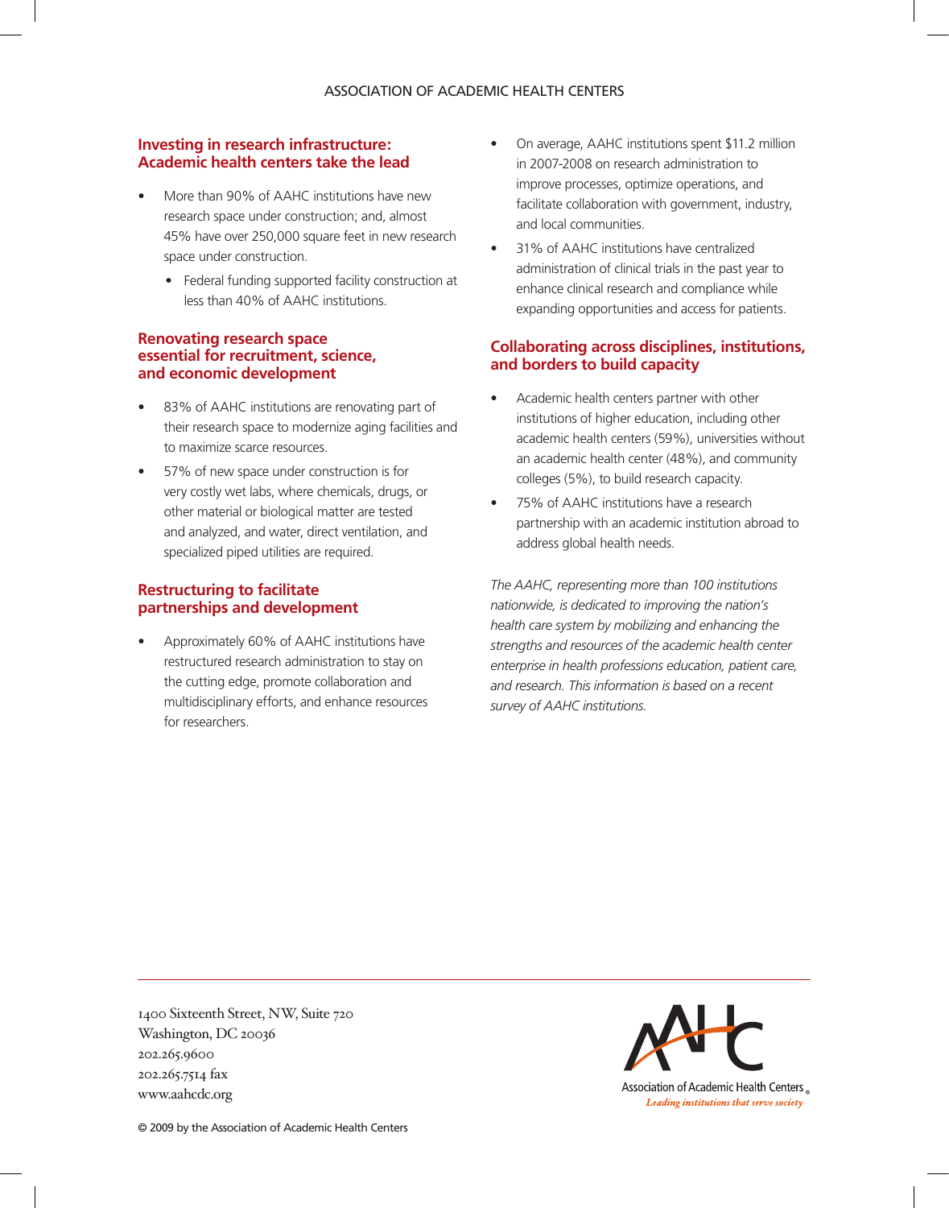## Investing in research infrastructure: Academic health centers take the lead

- More than 90% of AAHC institutions have new research space under construction; and, almost 45% have over 250,000 square feet in new research space under construction.
  - Federal funding supported facility construction at less than 40% of AAHC institutions.

## Renovating research space essential for recruitment, science, and economic development

- 83% of AAHC institutions are renovating part of their research space to modernize aging facilities and to maximize scarce resources.
- 57% of new space under construction is for very costly wet labs, where chemicals, drugs, or other material or biological matter are tested and analyzed, and water, direct ventilation, and specialized piped utilities are required.

## Restructuring to facilitate partnerships and development

- Approximately 60% of AAHC institutions have restructured research administration to stay on the cutting edge, promote collaboration and multidisciplinary efforts, and enhance resources for researchers.
- On average, AAHC institutions spent $11.2 million in 2007-2008 on research administration to improve processes, optimize operations, and facilitate collaboration with government, industry, and local communities.
- 31% of AAHC institutions have centralized administration of clinical trials in the past year to enhance clinical research and compliance while expanding opportunities and access for patients.

## Collaborating across disciplines, institutions, and borders to build capacity

- Academic health centers partner with other institutions of higher education, including other academic health centers (59%), universities without an academic health center (48%), and community colleges (5%), to build research capacity.
- 75% of AAHC institutions have a research partnership with an academic institution abroad to address global health needs.

*The AAHC, representing more than 100 institutions nationwide, is dedicated to improving the nation's health care system by mobilizing and enhancing the strengths and resources of the academic health center enterprise in health professions education, patient care, and research. This information is based on a recent survey of AAHC institutions.*

1400 Sixteenth Street, NW, Suite 720
Washington, DC 20036
202.265.9600
202.265.7514 fax
www.aahcdc.org

Association of Academic Health Centers®
*Leading institutions that serve society*

© 2009 by the Association of Academic Health Centers